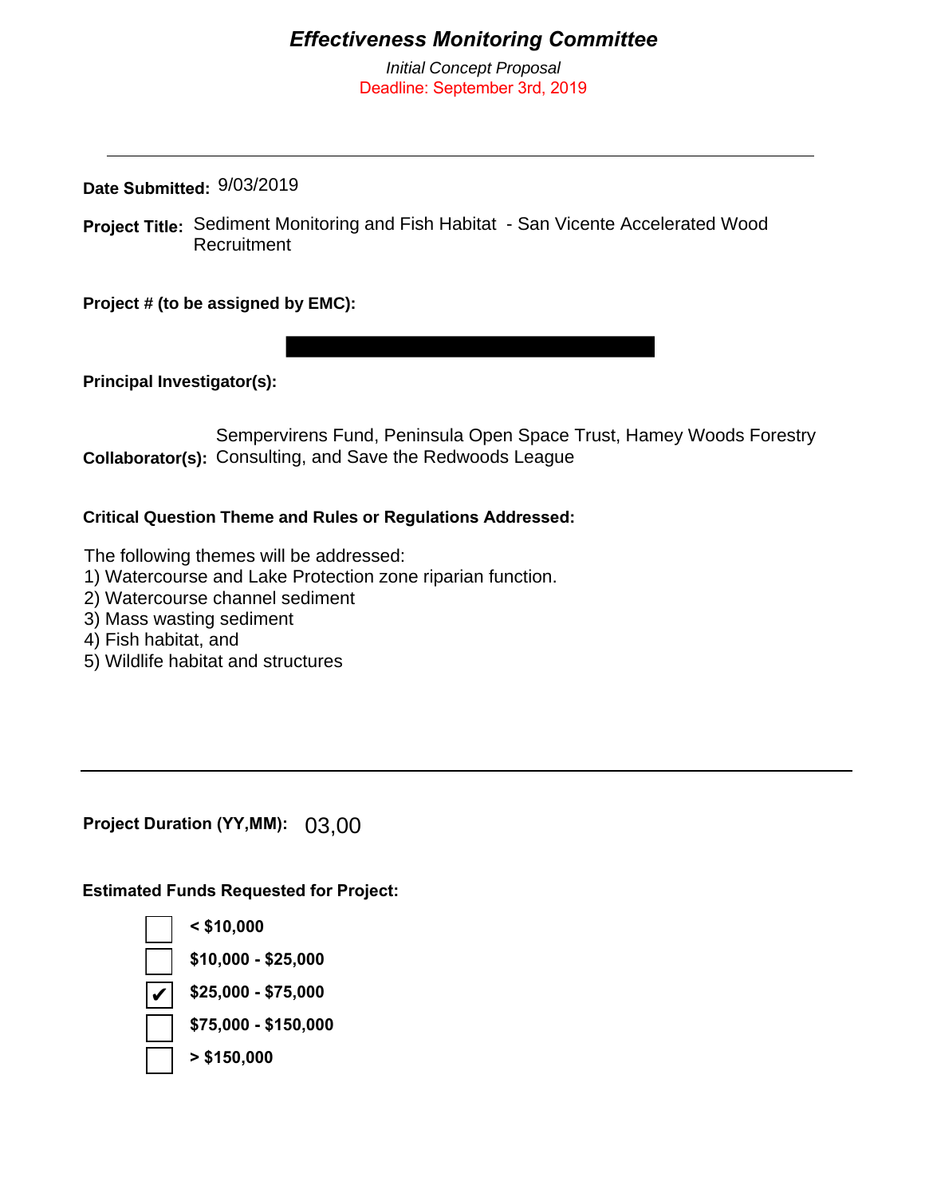# *Effectiveness Monitoring Committee*

*Initial Concept Proposal*

Deadline: September 3rd, 2019

---

**Date Submitted:** 9/03/2019

**Project Title:** Sediment Monitoring and Fish Habitat - San Vicente Accelerated Wood Recruitment

**Project # (to be assigned by EMC):**

**Principal Investigator(s):**

**Collaborator(s):** Sempervirens Fund, Peninsula Open Space Trust, Hamey Woods Forestry Consulting, and Save the Redwoods League

**Critical Question Theme and Rules or Regulations Addressed:**

The following themes will be addressed:

1) Watercourse and Lake Protection zone riparian function.
2) Watercourse channel sediment
3) Mass wasting sediment
4) Fish habitat, and
5) Wildlife habitat and structures

---

**Project Duration (YY,MM):** 03,00

**Estimated Funds Requested for Project:**

- [ ] **< $10,000**
- [ ] **$10,000 - $25,000**
- [x] **$25,000 - $75,000**
- [ ] **$75,000 - $150,000**
- [ ] **> $150,000**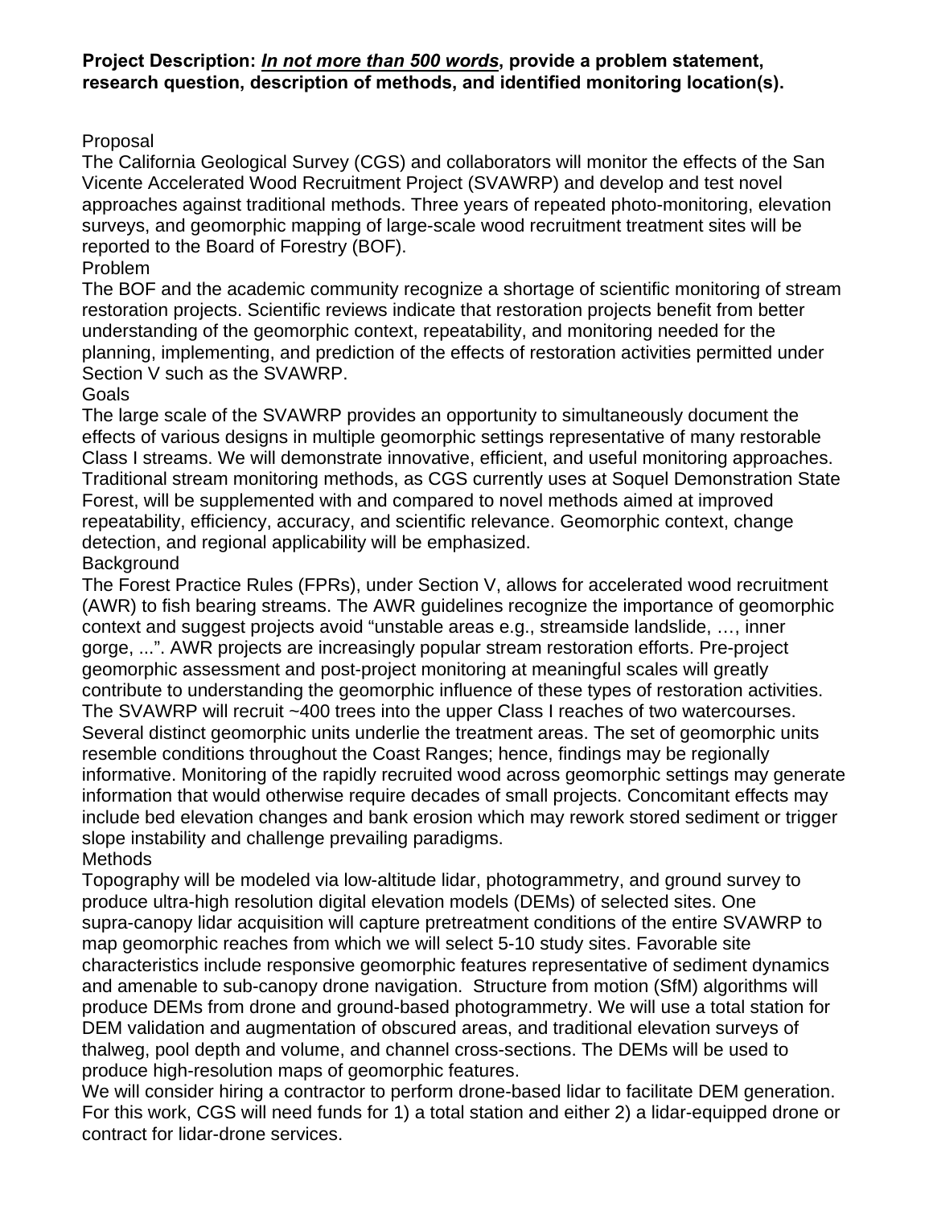**Project Description: *In not more than 500 words*, provide a problem statement, research question, description of methods, and identified monitoring location(s).**

Proposal

The California Geological Survey (CGS) and collaborators will monitor the effects of the San Vicente Accelerated Wood Recruitment Project (SVAWRP) and develop and test novel approaches against traditional methods. Three years of repeated photo-monitoring, elevation surveys, and geomorphic mapping of large-scale wood recruitment treatment sites will be reported to the Board of Forestry (BOF).

Problem

The BOF and the academic community recognize a shortage of scientific monitoring of stream restoration projects. Scientific reviews indicate that restoration projects benefit from better understanding of the geomorphic context, repeatability, and monitoring needed for the planning, implementing, and prediction of the effects of restoration activities permitted under Section V such as the SVAWRP.

Goals

The large scale of the SVAWRP provides an opportunity to simultaneously document the effects of various designs in multiple geomorphic settings representative of many restorable Class I streams. We will demonstrate innovative, efficient, and useful monitoring approaches. Traditional stream monitoring methods, as CGS currently uses at Soquel Demonstration State Forest, will be supplemented with and compared to novel methods aimed at improved repeatability, efficiency, accuracy, and scientific relevance. Geomorphic context, change detection, and regional applicability will be emphasized.

Background

The Forest Practice Rules (FPRs), under Section V, allows for accelerated wood recruitment (AWR) to fish bearing streams. The AWR guidelines recognize the importance of geomorphic context and suggest projects avoid "unstable areas e.g., streamside landslide, …, inner gorge, ...". AWR projects are increasingly popular stream restoration efforts. Pre-project geomorphic assessment and post-project monitoring at meaningful scales will greatly contribute to understanding the geomorphic influence of these types of restoration activities. The SVAWRP will recruit ~400 trees into the upper Class I reaches of two watercourses. Several distinct geomorphic units underlie the treatment areas. The set of geomorphic units resemble conditions throughout the Coast Ranges; hence, findings may be regionally informative. Monitoring of the rapidly recruited wood across geomorphic settings may generate information that would otherwise require decades of small projects. Concomitant effects may include bed elevation changes and bank erosion which may rework stored sediment or trigger slope instability and challenge prevailing paradigms.

Methods

Topography will be modeled via low-altitude lidar, photogrammetry, and ground survey to produce ultra-high resolution digital elevation models (DEMs) of selected sites. One supra-canopy lidar acquisition will capture pretreatment conditions of the entire SVAWRP to map geomorphic reaches from which we will select 5-10 study sites. Favorable site characteristics include responsive geomorphic features representative of sediment dynamics and amenable to sub-canopy drone navigation. Structure from motion (SfM) algorithms will produce DEMs from drone and ground-based photogrammetry. We will use a total station for DEM validation and augmentation of obscured areas, and traditional elevation surveys of thalweg, pool depth and volume, and channel cross-sections. The DEMs will be used to produce high-resolution maps of geomorphic features.

We will consider hiring a contractor to perform drone-based lidar to facilitate DEM generation. For this work, CGS will need funds for 1) a total station and either 2) a lidar-equipped drone or contract for lidar-drone services.